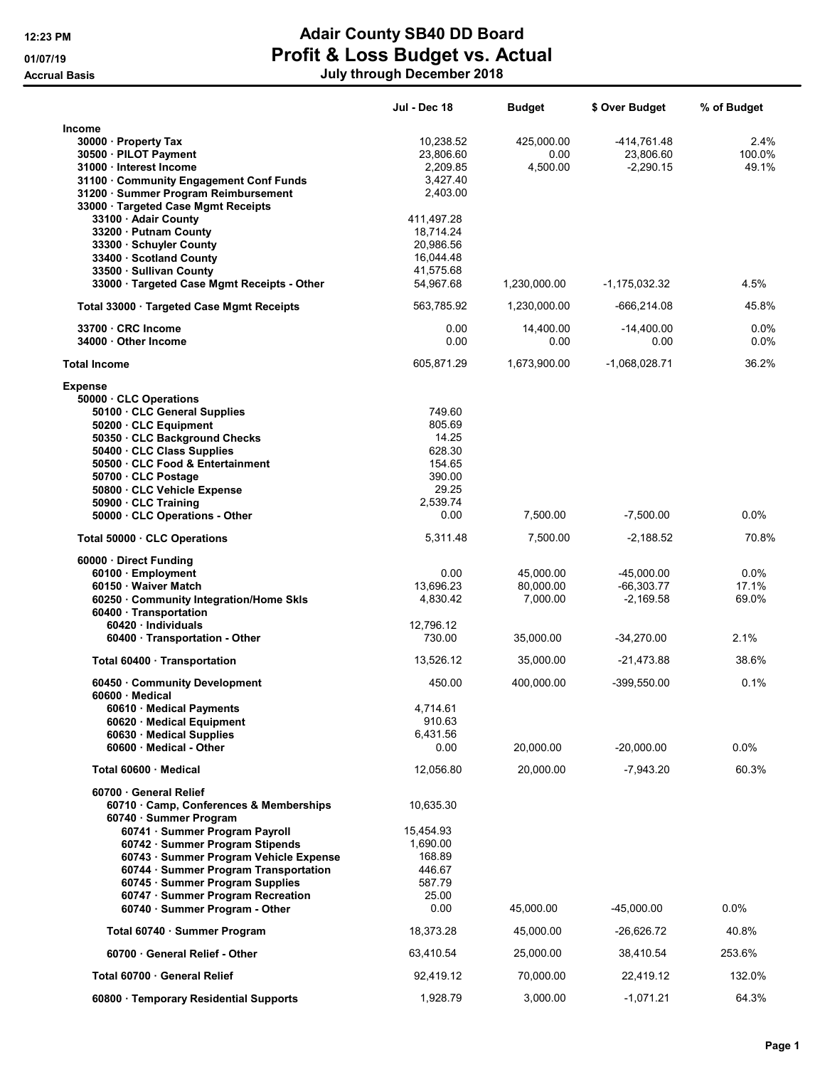# Adair County SB40 DD Board
## Profit & Loss Budget vs. Actual
### July through December 2018

12:23 PM
01/07/19
Accrual Basis

| | Jul - Dec 18 | Budget | $ Over Budget | % of Budget |
|---|---|---|---|---|
| **Income** | | | | |
| 30000 · Property Tax | 10,238.52 | 425,000.00 | -414,761.48 | 2.4% |
| 30500 · PILOT Payment | 23,806.60 | 0.00 | 23,806.60 | 100.0% |
| 31000 · Interest Income | 2,209.85 | 4,500.00 | -2,290.15 | 49.1% |
| 31100 · Community Engagement Conf Funds | 3,427.40 | | | |
| 31200 · Summer Program Reimbursement | 2,403.00 | | | |
| 33000 · Targeted Case Mgmt Receipts | | | | |
| 33100 · Adair County | 411,497.28 | | | |
| 33200 · Putnam County | 18,714.24 | | | |
| 33300 · Schuyler County | 20,986.56 | | | |
| 33400 · Scotland County | 16,044.48 | | | |
| 33500 · Sullivan County | 41,575.68 | | | |
| 33000 · Targeted Case Mgmt Receipts - Other | 54,967.68 | 1,230,000.00 | -1,175,032.32 | 4.5% |
| Total 33000 · Targeted Case Mgmt Receipts | 563,785.92 | 1,230,000.00 | -666,214.08 | 45.8% |
| 33700 · CRC Income | 0.00 | 14,400.00 | -14,400.00 | 0.0% |
| 34000 · Other Income | 0.00 | 0.00 | 0.00 | 0.0% |
| **Total Income** | 605,871.29 | 1,673,900.00 | -1,068,028.71 | 36.2% |
| **Expense** | | | | |
| 50000 · CLC Operations | | | | |
| 50100 · CLC General Supplies | 749.60 | | | |
| 50200 · CLC Equipment | 805.69 | | | |
| 50350 · CLC Background Checks | 14.25 | | | |
| 50400 · CLC Class Supplies | 628.30 | | | |
| 50500 · CLC Food & Entertainment | 154.65 | | | |
| 50700 · CLC Postage | 390.00 | | | |
| 50800 · CLC Vehicle Expense | 29.25 | | | |
| 50900 · CLC Training | 2,539.74 | | | |
| 50000 · CLC Operations - Other | 0.00 | 7,500.00 | -7,500.00 | 0.0% |
| Total 50000 · CLC Operations | 5,311.48 | 7,500.00 | -2,188.52 | 70.8% |
| 60000 · Direct Funding | | | | |
| 60100 · Employment | 0.00 | 45,000.00 | -45,000.00 | 0.0% |
| 60150 · Waiver Match | 13,696.23 | 80,000.00 | -66,303.77 | 17.1% |
| 60250 · Community Integration/Home Skls | 4,830.42 | 7,000.00 | -2,169.58 | 69.0% |
| 60400 · Transportation | | | | |
| 60420 · Individuals | 12,796.12 | | | |
| 60400 · Transportation - Other | 730.00 | 35,000.00 | -34,270.00 | 2.1% |
| Total 60400 · Transportation | 13,526.12 | 35,000.00 | -21,473.88 | 38.6% |
| 60450 · Community Development | 450.00 | 400,000.00 | -399,550.00 | 0.1% |
| 60600 · Medical | | | | |
| 60610 · Medical Payments | 4,714.61 | | | |
| 60620 · Medical Equipment | 910.63 | | | |
| 60630 · Medical Supplies | 6,431.56 | | | |
| 60600 · Medical - Other | 0.00 | 20,000.00 | -20,000.00 | 0.0% |
| Total 60600 · Medical | 12,056.80 | 20,000.00 | -7,943.20 | 60.3% |
| 60700 · General Relief | | | | |
| 60710 · Camp, Conferences & Memberships | 10,635.30 | | | |
| 60740 · Summer Program | | | | |
| 60741 · Summer Program Payroll | 15,454.93 | | | |
| 60742 · Summer Program Stipends | 1,690.00 | | | |
| 60743 · Summer Program Vehicle Expense | 168.89 | | | |
| 60744 · Summer Program Transportation | 446.67 | | | |
| 60745 · Summer Program Supplies | 587.79 | | | |
| 60747 · Summer Program Recreation | 25.00 | | | |
| 60740 · Summer Program - Other | 0.00 | 45,000.00 | -45,000.00 | 0.0% |
| Total 60740 · Summer Program | 18,373.28 | 45,000.00 | -26,626.72 | 40.8% |
| 60700 · General Relief - Other | 63,410.54 | 25,000.00 | 38,410.54 | 253.6% |
| Total 60700 · General Relief | 92,419.12 | 70,000.00 | 22,419.12 | 132.0% |
| 60800 · Temporary Residential Supports | 1,928.79 | 3,000.00 | -1,071.21 | 64.3% |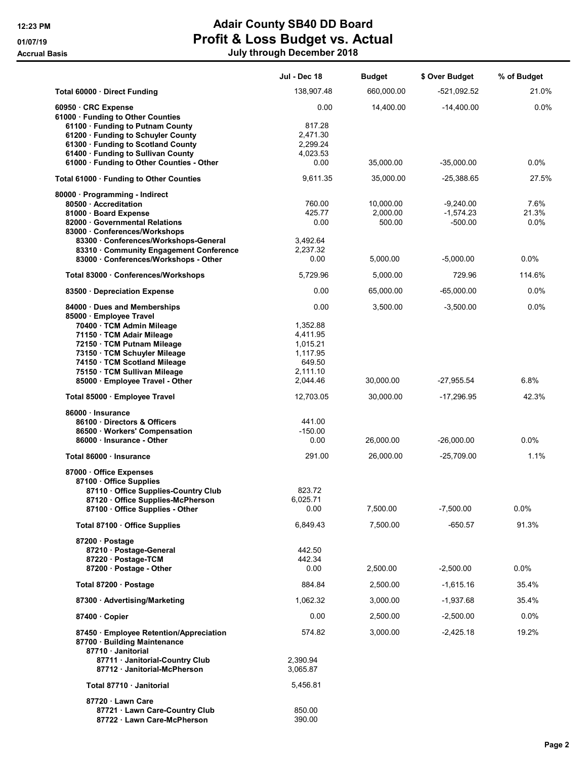# Adair County SB40 DD Board

## Profit & Loss Budget vs. Actual

### July through December 2018

12:23 PM
01/07/19
Accrual Basis

| | Jul - Dec 18 | Budget | $ Over Budget | % of Budget |
|---|---|---|---|---|
| **Total 60000 · Direct Funding** | 138,907.48 | 660,000.00 | -521,092.52 | 21.0% |
| **60950 · CRC Expense** | 0.00 | 14,400.00 | -14,400.00 | 0.0% |
| **61000 · Funding to Other Counties** | | | | |
| 61100 · Funding to Putnam County | 817.28 | | | |
| 61200 · Funding to Schuyler County | 2,471.30 | | | |
| 61300 · Funding to Scotland County | 2,299.24 | | | |
| 61400 · Funding to Sullivan County | 4,023.53 | | | |
| 61000 · Funding to Other Counties - Other | 0.00 | 35,000.00 | -35,000.00 | 0.0% |
| **Total 61000 · Funding to Other Counties** | 9,611.35 | 35,000.00 | -25,388.65 | 27.5% |
| **80000 · Programming - Indirect** | | | | |
| 80500 · Accreditation | 760.00 | 10,000.00 | -9,240.00 | 7.6% |
| 81000 · Board Expense | 425.77 | 2,000.00 | -1,574.23 | 21.3% |
| 82000 · Governmental Relations | 0.00 | 500.00 | -500.00 | 0.0% |
| 83000 · Conferences/Workshops | | | | |
| 83300 · Conferences/Workshops-General | 3,492.64 | | | |
| 83310 · Community Engagement Conference | 2,237.32 | | | |
| 83000 · Conferences/Workshops - Other | 0.00 | 5,000.00 | -5,000.00 | 0.0% |
| **Total 83000 · Conferences/Workshops** | 5,729.96 | 5,000.00 | 729.96 | 114.6% |
| 83500 · Depreciation Expense | 0.00 | 65,000.00 | -65,000.00 | 0.0% |
| 84000 · Dues and Memberships | 0.00 | 3,500.00 | -3,500.00 | 0.0% |
| 85000 · Employee Travel | | | | |
| 70400 · TCM Admin Mileage | 1,352.88 | | | |
| 71150 · TCM Adair Mileage | 4,411.95 | | | |
| 72150 · TCM Putnam Mileage | 1,015.21 | | | |
| 73150 · TCM Schuyler Mileage | 1,117.95 | | | |
| 74150 · TCM Scotland Mileage | 649.50 | | | |
| 75150 · TCM Sullivan Mileage | 2,111.10 | | | |
| 85000 · Employee Travel - Other | 2,044.46 | 30,000.00 | -27,955.54 | 6.8% |
| **Total 85000 · Employee Travel** | 12,703.05 | 30,000.00 | -17,296.95 | 42.3% |
| 86000 · Insurance | | | | |
| 86100 · Directors & Officers | 441.00 | | | |
| 86500 · Workers' Compensation | -150.00 | | | |
| 86000 · Insurance - Other | 0.00 | 26,000.00 | -26,000.00 | 0.0% |
| **Total 86000 · Insurance** | 291.00 | 26,000.00 | -25,709.00 | 1.1% |
| 87000 · Office Expenses | | | | |
| 87100 · Office Supplies | | | | |
| 87110 · Office Supplies-Country Club | 823.72 | | | |
| 87120 · Office Supplies-McPherson | 6,025.71 | | | |
| 87100 · Office Supplies - Other | 0.00 | 7,500.00 | -7,500.00 | 0.0% |
| **Total 87100 · Office Supplies** | 6,849.43 | 7,500.00 | -650.57 | 91.3% |
| 87200 · Postage | | | | |
| 87210 · Postage-General | 442.50 | | | |
| 87220 · Postage-TCM | 442.34 | | | |
| 87200 · Postage - Other | 0.00 | 2,500.00 | -2,500.00 | 0.0% |
| **Total 87200 · Postage** | 884.84 | 2,500.00 | -1,615.16 | 35.4% |
| 87300 · Advertising/Marketing | 1,062.32 | 3,000.00 | -1,937.68 | 35.4% |
| 87400 · Copier | 0.00 | 2,500.00 | -2,500.00 | 0.0% |
| 87450 · Employee Retention/Appreciation | 574.82 | 3,000.00 | -2,425.18 | 19.2% |
| 87700 · Building Maintenance | | | | |
| 87710 · Janitorial | | | | |
| 87711 · Janitorial-Country Club | 2,390.94 | | | |
| 87712 · Janitorial-McPherson | 3,065.87 | | | |
| **Total 87710 · Janitorial** | 5,456.81 | | | |
| 87720 · Lawn Care | | | | |
| 87721 · Lawn Care-Country Club | 850.00 | | | |
| 87722 · Lawn Care-McPherson | 390.00 | | | |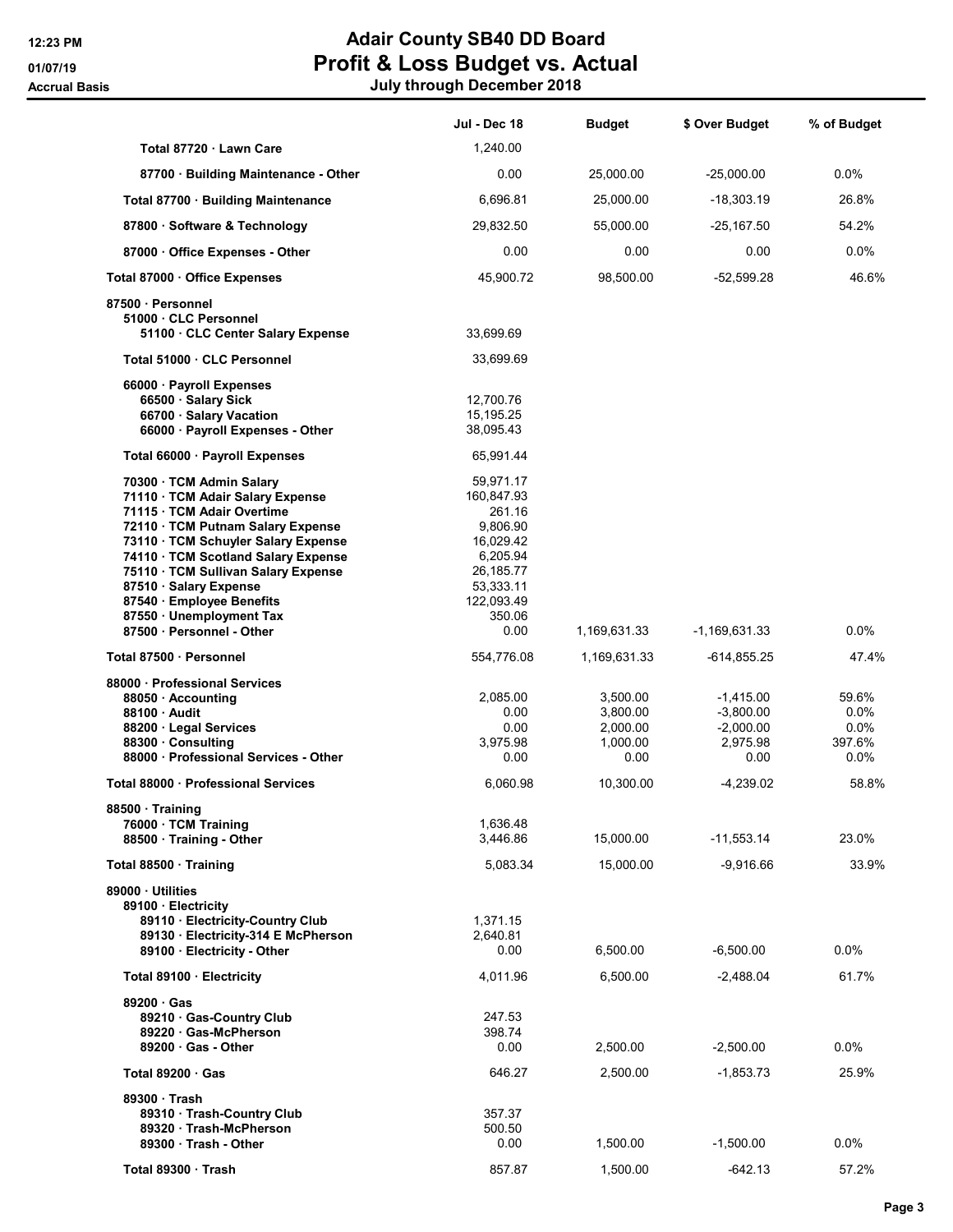# Adair County SB40 DD Board
## Profit & Loss Budget vs. Actual
### July through December 2018

Accrual Basis

| | Jul - Dec 18 | Budget | $ Over Budget | % of Budget |
|---|---|---|---|---|
| Total 87720 · Lawn Care | 1,240.00 | | | |
| 87700 · Building Maintenance - Other | 0.00 | 25,000.00 | -25,000.00 | 0.0% |
| Total 87700 · Building Maintenance | 6,696.81 | 25,000.00 | -18,303.19 | 26.8% |
| 87800 · Software & Technology | 29,832.50 | 55,000.00 | -25,167.50 | 54.2% |
| 87000 · Office Expenses - Other | 0.00 | 0.00 | 0.00 | 0.0% |
| Total 87000 · Office Expenses | 45,900.72 | 98,500.00 | -52,599.28 | 46.6% |
| 87500 · Personnel | | | | |
| 51000 · CLC Personnel | | | | |
| 51100 · CLC Center Salary Expense | 33,699.69 | | | |
| Total 51000 · CLC Personnel | 33,699.69 | | | |
| 66000 · Payroll Expenses | | | | |
| 66500 · Salary Sick | 12,700.76 | | | |
| 66700 · Salary Vacation | 15,195.25 | | | |
| 66000 · Payroll Expenses - Other | 38,095.43 | | | |
| Total 66000 · Payroll Expenses | 65,991.44 | | | |
| 70300 · TCM Admin Salary | 59,971.17 | | | |
| 71110 · TCM Adair Salary Expense | 160,847.93 | | | |
| 71115 · TCM Adair Overtime | 261.16 | | | |
| 72110 · TCM Putnam Salary Expense | 9,806.90 | | | |
| 73110 · TCM Schuyler Salary Expense | 16,029.42 | | | |
| 74110 · TCM Scotland Salary Expense | 6,205.94 | | | |
| 75110 · TCM Sullivan Salary Expense | 26,185.77 | | | |
| 87510 · Salary Expense | 53,333.11 | | | |
| 87540 · Employee Benefits | 122,093.49 | | | |
| 87550 · Unemployment Tax | 350.06 | | | |
| 87500 · Personnel - Other | 0.00 | 1,169,631.33 | -1,169,631.33 | 0.0% |
| Total 87500 · Personnel | 554,776.08 | 1,169,631.33 | -614,855.25 | 47.4% |
| 88000 · Professional Services | | | | |
| 88050 · Accounting | 2,085.00 | 3,500.00 | -1,415.00 | 59.6% |
| 88100 · Audit | 0.00 | 3,800.00 | -3,800.00 | 0.0% |
| 88200 · Legal Services | 0.00 | 2,000.00 | -2,000.00 | 0.0% |
| 88300 · Consulting | 3,975.98 | 1,000.00 | 2,975.98 | 397.6% |
| 88000 · Professional Services - Other | 0.00 | 0.00 | 0.00 | 0.0% |
| Total 88000 · Professional Services | 6,060.98 | 10,300.00 | -4,239.02 | 58.8% |
| 88500 · Training | | | | |
| 76000 · TCM Training | 1,636.48 | | | |
| 88500 · Training - Other | 3,446.86 | 15,000.00 | -11,553.14 | 23.0% |
| Total 88500 · Training | 5,083.34 | 15,000.00 | -9,916.66 | 33.9% |
| 89000 · Utilities | | | | |
| 89100 · Electricity | | | | |
| 89110 · Electricity-Country Club | 1,371.15 | | | |
| 89130 · Electricity-314 E McPherson | 2,640.81 | | | |
| 89100 · Electricity - Other | 0.00 | 6,500.00 | -6,500.00 | 0.0% |
| Total 89100 · Electricity | 4,011.96 | 6,500.00 | -2,488.04 | 61.7% |
| 89200 · Gas | | | | |
| 89210 · Gas-Country Club | 247.53 | | | |
| 89220 · Gas-McPherson | 398.74 | | | |
| 89200 · Gas - Other | 0.00 | 2,500.00 | -2,500.00 | 0.0% |
| Total 89200 · Gas | 646.27 | 2,500.00 | -1,853.73 | 25.9% |
| 89300 · Trash | | | | |
| 89310 · Trash-Country Club | 357.37 | | | |
| 89320 · Trash-McPherson | 500.50 | | | |
| 89300 · Trash - Other | 0.00 | 1,500.00 | -1,500.00 | 0.0% |
| Total 89300 · Trash | 857.87 | 1,500.00 | -642.13 | 57.2% |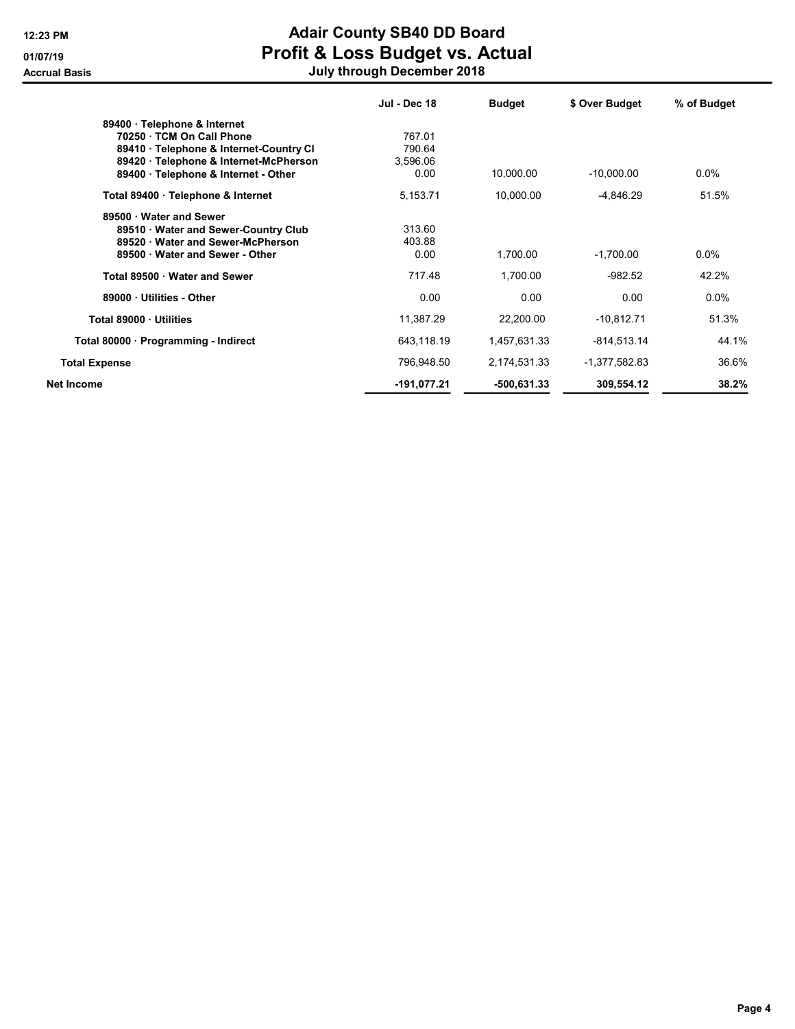# Adair County SB40 DD Board

## Profit & Loss Budget vs. Actual

### July through December 2018

12:23 PM
01/07/19
Accrual Basis

| | Jul - Dec 18 | Budget | $ Over Budget | % of Budget |
|---|---|---|---|---|
| 89400 · Telephone & Internet | | | | |
| 70250 · TCM On Call Phone | 767.01 | | | |
| 89410 · Telephone & Internet-Country Cl | 790.64 | | | |
| 89420 · Telephone & Internet-McPherson | 3,596.06 | | | |
| 89400 · Telephone & Internet - Other | 0.00 | 10,000.00 | -10,000.00 | 0.0% |
| Total 89400 · Telephone & Internet | 5,153.71 | 10,000.00 | -4,846.29 | 51.5% |
| 89500 · Water and Sewer | | | | |
| 89510 · Water and Sewer-Country Club | 313.60 | | | |
| 89520 · Water and Sewer-McPherson | 403.88 | | | |
| 89500 · Water and Sewer - Other | 0.00 | 1,700.00 | -1,700.00 | 0.0% |
| Total 89500 · Water and Sewer | 717.48 | 1,700.00 | -982.52 | 42.2% |
| 89000 · Utilities - Other | 0.00 | 0.00 | 0.00 | 0.0% |
| Total 89000 · Utilities | 11,387.29 | 22,200.00 | -10,812.71 | 51.3% |
| Total 80000 · Programming - Indirect | 643,118.19 | 1,457,631.33 | -814,513.14 | 44.1% |
| Total Expense | 796,948.50 | 2,174,531.33 | -1,377,582.83 | 36.6% |
| **Net Income** | **-191,077.21** | **-500,631.33** | **309,554.12** | **38.2%** |